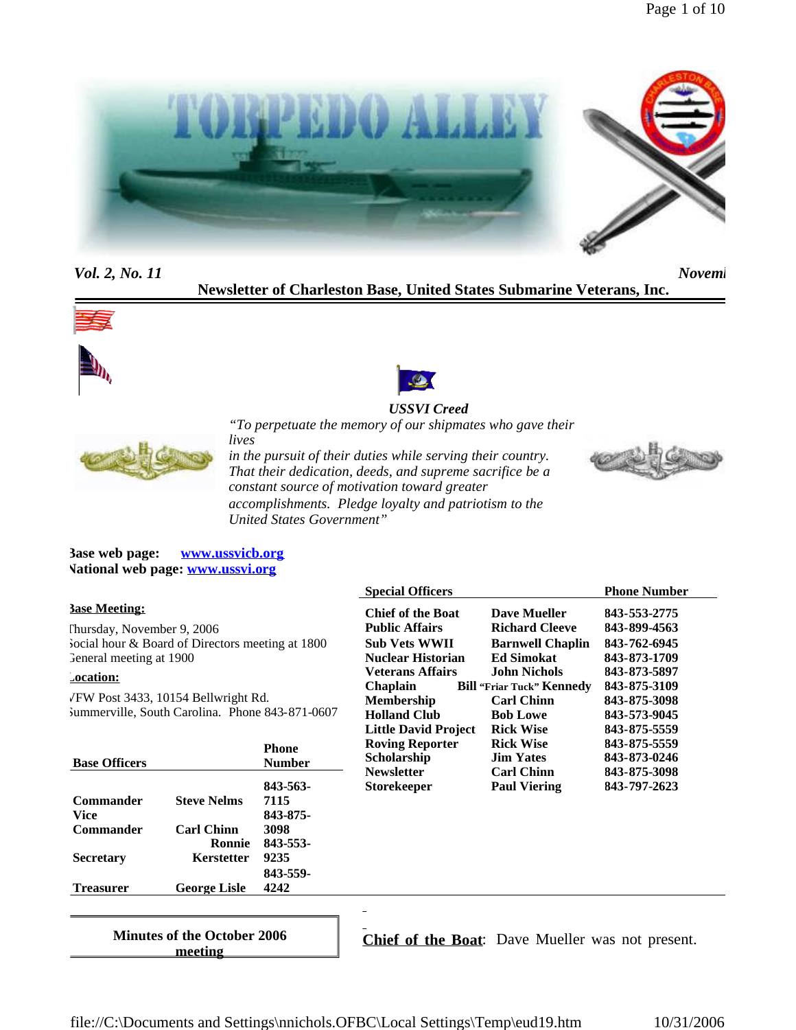# TORPEDO ALLEY

*Vol. 2, No. 11* *Novemb*

**Newsletter of Charleston Base, United States Submarine Veterans, Inc.**

***USSVI Creed***

*"To perpetuate the memory of our shipmates who gave their lives in the pursuit of their duties while serving their country. That their dedication, deeds, and supreme sacrifice be a constant source of motivation toward greater accomplishments. Pledge loyalty and patriotism to the United States Government"*

**Base web page:** [www.ussvicb.org](http://www.ussvicb.org)
**National web page:** [www.ussvi.org](http://www.ussvi.org)

**Base Meeting:**

Thursday, November 9, 2006
Social hour & Board of Directors meeting at 1800
General meeting at 1900

**Location:**

VFW Post 3433, 10154 Bellwright Rd.
Summerville, South Carolina. Phone 843-871-0607

| Base Officers | | Phone Number |
|---|---|---|
| Commander | Steve Nelms | 843-563-7115 |
| Vice Commander | Carl Chinn | 843-875-3098 |
| Secretary | Ronnie Kerstetter | 843-553-9235 |
| Treasurer | George Lisle | 843-559-4242 |

| Special Officers | | Phone Number |
|---|---|---|
| Chief of the Boat | Dave Mueller | 843-553-2775 |
| Public Affairs | Richard Cleeve | 843-899-4563 |
| Sub Vets WWII | Barnwell Chaplin | 843-762-6945 |
| Nuclear Historian | Ed Simokat | 843-873-1709 |
| Veterans Affairs | John Nichols | 843-873-5897 |
| Chaplain | Bill "Friar Tuck" Kennedy | 843-875-3109 |
| Membership | Carl Chinn | 843-875-3098 |
| Holland Club | Bob Lowe | 843-573-9045 |
| Little David Project | Rick Wise | 843-875-5559 |
| Roving Reporter | Rick Wise | 843-875-5559 |
| Scholarship | Jim Yates | 843-873-0246 |
| Newsletter | Carl Chinn | 843-875-3098 |
| Storekeeper | Paul Viering | 843-797-2623 |

## Minutes of the October 2006 meeting

**Chief of the Boat**: Dave Mueller was not present.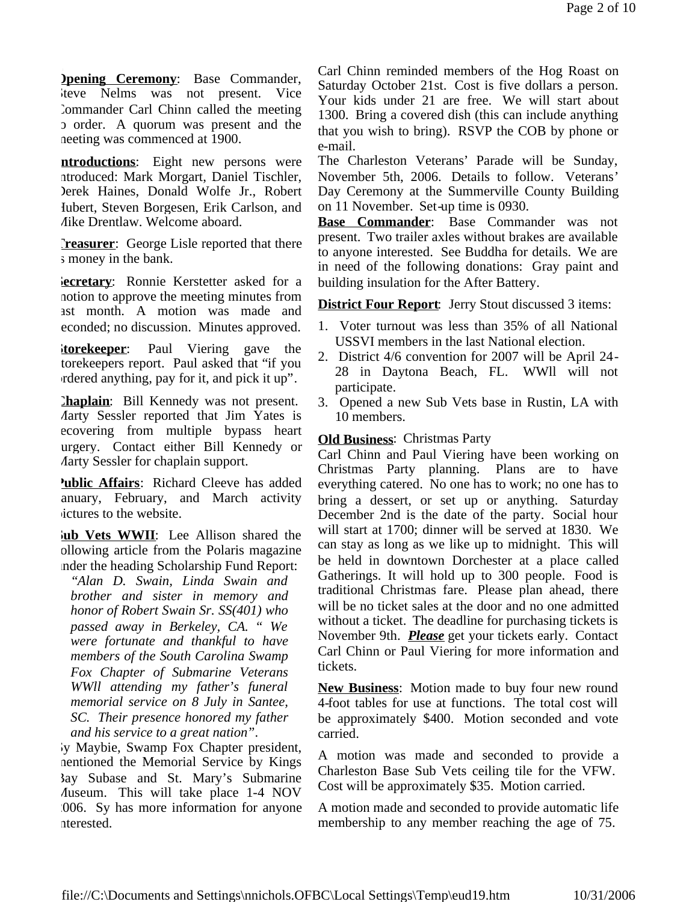**Opening Ceremony**: Base Commander, Steve Nelms was not present. Vice Commander Carl Chinn called the meeting to order. A quorum was present and the meeting was commenced at 1900.

**Introductions**: Eight new persons were introduced: Mark Morgart, Daniel Tischler, Derek Haines, Donald Wolfe Jr., Robert Hubert, Steven Borgesen, Erik Carlson, and Mike Drentlaw. Welcome aboard.

**Treasurer**: George Lisle reported that there is money in the bank.

**Secretary**: Ronnie Kerstetter asked for a motion to approve the meeting minutes from last month. A motion was made and seconded; no discussion. Minutes approved.

**Storekeeper**: Paul Viering gave the storekeepers report. Paul asked that "if you ordered anything, pay for it, and pick it up".

**Chaplain**: Bill Kennedy was not present. Marty Sessler reported that Jim Yates is recovering from multiple bypass heart surgery. Contact either Bill Kennedy or Marty Sessler for chaplain support.

**Public Affairs**: Richard Cleeve has added January, February, and March activity pictures to the website.

**Sub Vets WWII**: Lee Allison shared the following article from the Polaris magazine under the heading Scholarship Fund Report:

> *"Alan D. Swain, Linda Swain and brother and sister in memory and honor of Robert Swain Sr. SS(401) who passed away in Berkeley, CA. " We were fortunate and thankful to have members of the South Carolina Swamp Fox Chapter of Submarine Veterans WWll attending my father's funeral memorial service on 8 July in Santee, SC. Their presence honored my father and his service to a great nation".*

Sy Maybie, Swamp Fox Chapter president, mentioned the Memorial Service by Kings Bay Subase and St. Mary's Submarine Museum. This will take place 1-4 NOV 2006. Sy has more information for anyone interested.

Carl Chinn reminded members of the Hog Roast on Saturday October 21st. Cost is five dollars a person. Your kids under 21 are free. We will start about 1300. Bring a covered dish (this can include anything that you wish to bring). RSVP the COB by phone or e-mail.

The Charleston Veterans' Parade will be Sunday, November 5th, 2006. Details to follow. Veterans' Day Ceremony at the Summerville County Building on 11 November. Set-up time is 0930.

**Base Commander**: Base Commander was not present. Two trailer axles without brakes are available to anyone interested. See Buddha for details. We are in need of the following donations: Gray paint and building insulation for the After Battery.

**District Four Report**: Jerry Stout discussed 3 items:

1. Voter turnout was less than 35% of all National USSVI members in the last National election.
2. District 4/6 convention for 2007 will be April 24-28 in Daytona Beach, FL. WWll will not participate.
3. Opened a new Sub Vets base in Rustin, LA with 10 members.

**Old Business**: Christmas Party

Carl Chinn and Paul Viering have been working on Christmas Party planning. Plans are to have everything catered. No one has to work; no one has to bring a dessert, or set up or anything. Saturday December 2nd is the date of the party. Social hour will start at 1700; dinner will be served at 1830. We can stay as long as we like up to midnight. This will be held in downtown Dorchester at a place called Gatherings. It will hold up to 300 people. Food is traditional Christmas fare. Please plan ahead, there will be no ticket sales at the door and no one admitted without a ticket. The deadline for purchasing tickets is November 9th. ***Please*** get your tickets early. Contact Carl Chinn or Paul Viering for more information and tickets.

**New Business**: Motion made to buy four new round 4-foot tables for use at functions. The total cost will be approximately $400. Motion seconded and vote carried.

A motion was made and seconded to provide a Charleston Base Sub Vets ceiling tile for the VFW. Cost will be approximately $35. Motion carried.

A motion made and seconded to provide automatic life membership to any member reaching the age of 75.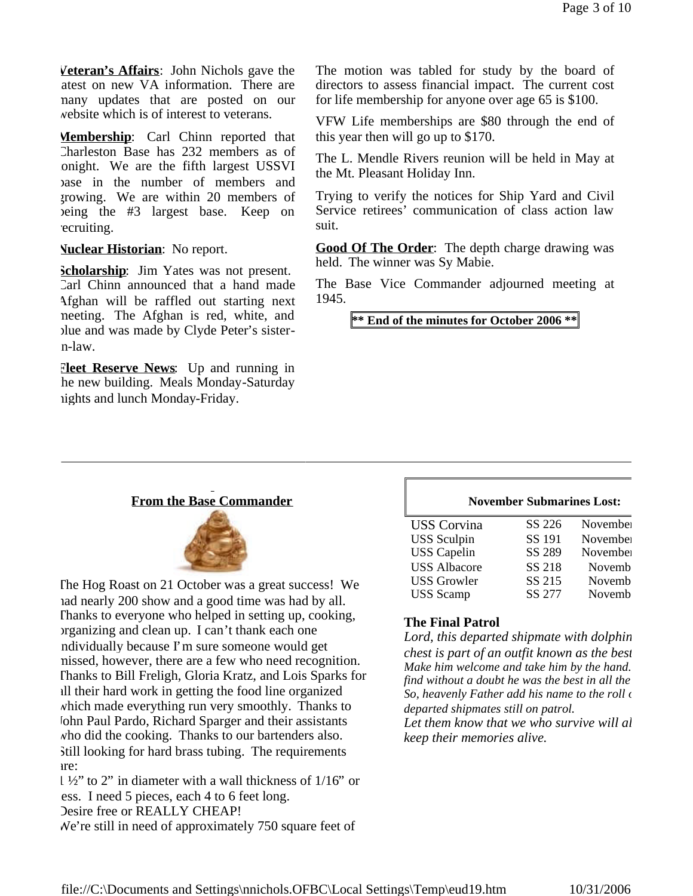**Veteran's Affairs**: John Nichols gave the latest on new VA information. There are many updates that are posted on our website which is of interest to veterans.

**Membership**: Carl Chinn reported that Charleston Base has 232 members as of tonight. We are the fifth largest USSVI base in the number of members and growing. We are within 20 members of being the #3 largest base. Keep on recruiting.

**Nuclear Historian**: No report.

**Scholarship**: Jim Yates was not present. Carl Chinn announced that a hand made Afghan will be raffled out starting next meeting. The Afghan is red, white, and blue and was made by Clyde Peter's sister-in-law.

**Fleet Reserve News**: Up and running in the new building. Meals Monday-Saturday nights and lunch Monday-Friday.

The motion was tabled for study by the board of directors to assess financial impact. The current cost for life membership for anyone over age 65 is $100.

VFW Life memberships are $80 through the end of this year then will go up to $170.

The L. Mendle Rivers reunion will be held in May at the Mt. Pleasant Holiday Inn.

Trying to verify the notices for Ship Yard and Civil Service retirees' communication of class action law suit.

**Good Of The Order**: The depth charge drawing was held. The winner was Sy Mabie.

The Base Vice Commander adjourned meeting at 1945.

**\*\* End of the minutes for October 2006 \*\***

---

## From the Base Commander

The Hog Roast on 21 October was a great success! We had nearly 200 show and a good time was had by all. Thanks to everyone who helped in setting up, cooking, organizing and clean up. I can't thank each one individually because I'm sure someone would get missed, however, there are a few who need recognition. Thanks to Bill Freligh, Gloria Kratz, and Lois Sparks for all their hard work in getting the food line organized which made everything run very smoothly. Thanks to John Paul Pardo, Richard Sparger and their assistants who did the cooking. Thanks to our bartenders also.

Still looking for hard brass tubing. The requirements are:
1 ½" to 2" in diameter with a wall thickness of 1/16" or less. I need 5 pieces, each 4 to 6 feet long.
Desire free or REALLY CHEAP!
We're still in need of approximately 750 square feet of

**November Submarines Lost:**

| | | |
|---|---|---|
| USS Corvina | SS 226 | Novembe |
| USS Sculpin | SS 191 | Novembe |
| USS Capelin | SS 289 | Novembe |
| USS Albacore | SS 218 | Novemb |
| USS Growler | SS 215 | Novemb |
| USS Scamp | SS 277 | Novemb |

**The Final Patrol**

*Lord, this departed shipmate with dolphin*
*chest is part of an outfit known as the best*
*Make him welcome and take him by the hand.*
*find without a doubt he was the best in all the*
*So, heavenly Father add his name to the roll c*
*departed shipmates still on patrol.*
*Let them know that we who survive will al*
*keep their memories alive.*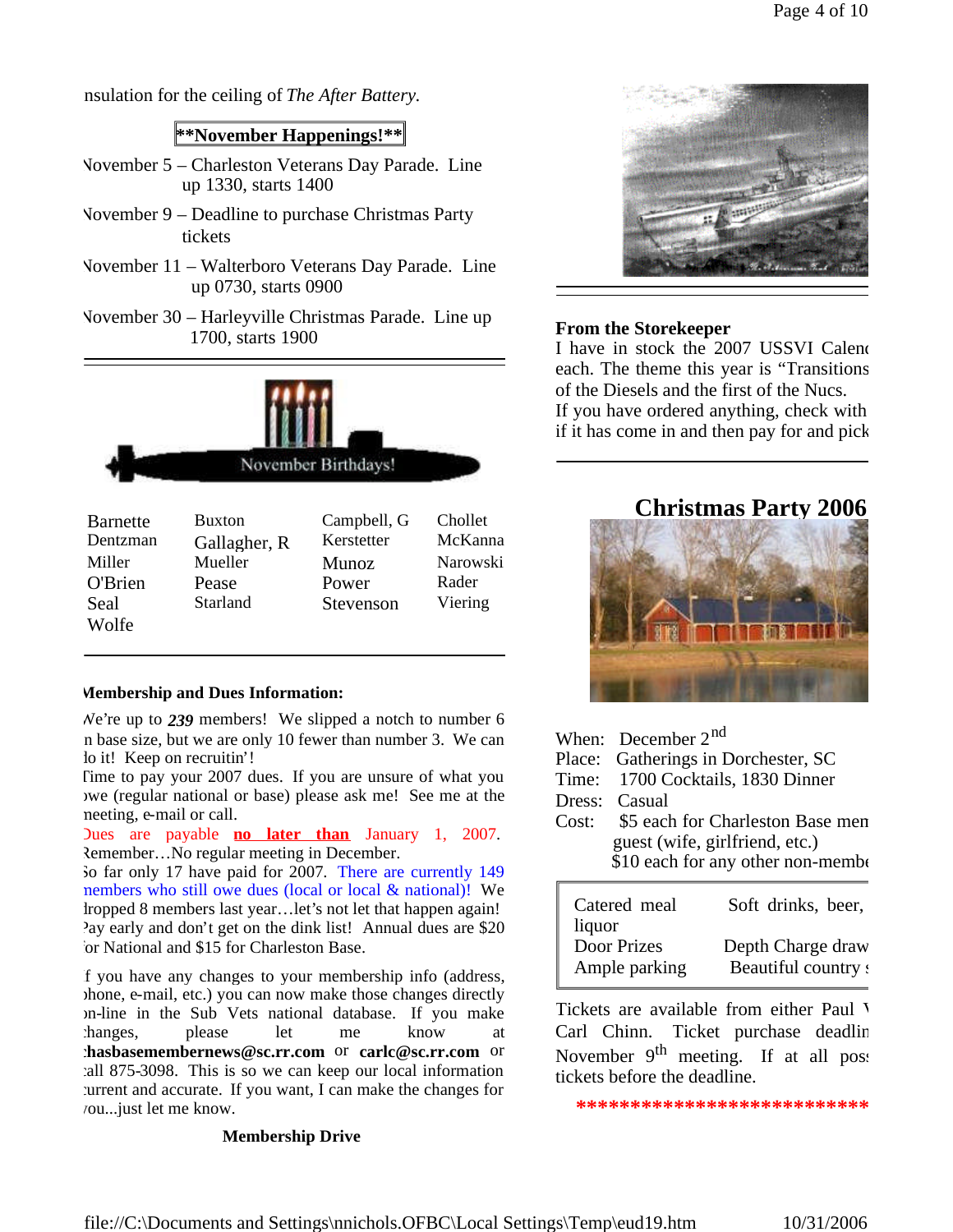nsulation for the ceiling of *The After Battery.*

**\*\*November Happenings!\*\***

- November 5 – Charleston Veterans Day Parade. Line up 1330, starts 1400
- November 9 – Deadline to purchase Christmas Party tickets
- November 11 – Walterboro Veterans Day Parade. Line up 0730, starts 0900
- November 30 – Harleyville Christmas Parade. Line up 1700, starts 1900

November Birthdays!

| | | | |
|---|---|---|---|
| Barnette | Buxton | Campbell, G | Chollet |
| Dentzman | Gallagher, R | Kerstetter | McKanna |
| Miller | Mueller | Munoz | Narowski |
| O'Brien | Pease | Power | Rader |
| Seal | Starland | Stevenson | Viering |
| Wolfe | | | |

**Membership and Dues Information:**

We're up to ***239*** members! We slipped a notch to number 6 in base size, but we are only 10 fewer than number 3. We can do it! Keep on recruitin'!

Time to pay your 2007 dues. If you are unsure of what you owe (regular national or base) please ask me! See me at the meeting, e-mail or call.

Dues are payable **no later than** January 1, 2007. Remember…No regular meeting in December.

So far only 17 have paid for 2007. There are currently 149 members who still owe dues (local or local & national)! We dropped 8 members last year…let's not let that happen again! Pay early and don't get on the dink list! Annual dues are $20 for National and $15 for Charleston Base.

If you have any changes to your membership info (address, phone, e-mail, etc.) you can now make those changes directly on-line in the Sub Vets national database. If you make changes, please let me know at **chasbasemembernews@sc.rr.com** or **carlc@sc.rr.com** or call 875-3098. This is so we can keep our local information current and accurate. If you want, I can make the changes for you...just let me know.

**Membership Drive**

**From the Storekeeper**

I have in stock the 2007 USSVI Calend each. The theme this year is "Transitions of the Diesels and the first of the Nucs.

If you have ordered anything, check with if it has come in and then pay for and pick

## Christmas Party 2006

When: December 2nd

Place: Gatherings in Dorchester, SC

Time: 1700 Cocktails, 1830 Dinner

Dress: Casual

Cost: $5 each for Charleston Base mem guest (wife, girlfriend, etc.) $10 each for any other non-membe

| | |
|---|---|
| Catered meal | Soft drinks, beer, liquor |
| Door Prizes | Depth Charge draw |
| Ample parking | Beautiful country s |

Tickets are available from either Paul V Carl Chinn. Ticket purchase deadlin November 9th meeting. If at all poss tickets before the deadline.

\*\*\*\*\*\*\*\*\*\*\*\*\*\*\*\*\*\*\*\*\*\*\*\*\*\*\*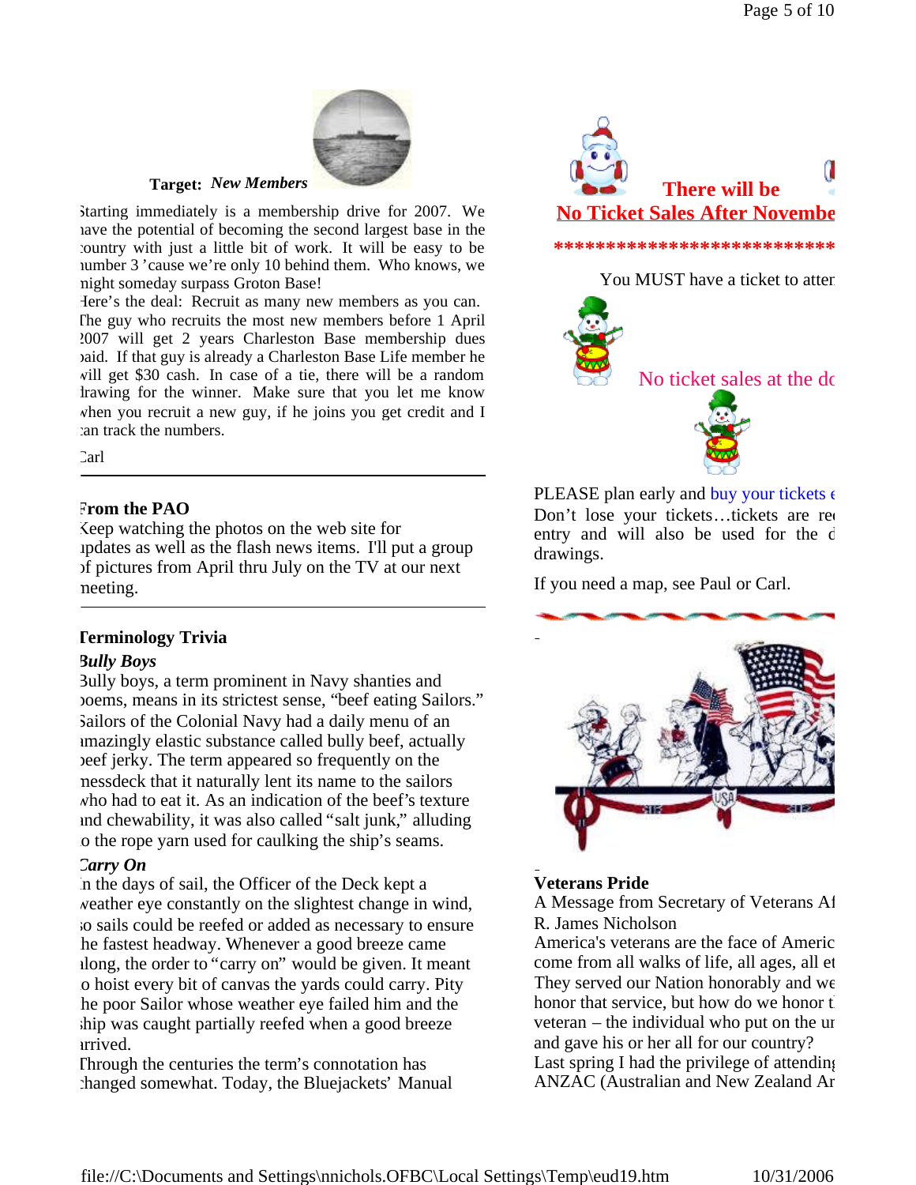**Target:** ***New Members***

Starting immediately is a membership drive for 2007. We have the potential of becoming the second largest base in the country with just a little bit of work. It will be easy to be number 3 'cause we're only 10 behind them. Who knows, we might someday surpass Groton Base!

Here's the deal: Recruit as many new members as you can. The guy who recruits the most new members before 1 April 2007 will get 2 years Charleston Base membership dues paid. If that guy is already a Charleston Base Life member he will get $30 cash. In case of a tie, there will be a random drawing for the winner. Make sure that you let me know when you recruit a new guy, if he joins you get credit and I can track the numbers.

Carl

---

**From the PAO**

Keep watching the photos on the web site for updates as well as the flash news items. I'll put a group of pictures from April thru July on the TV at our next meeting.

---

**Terminology Trivia**

***Bully Boys***

Bully boys, a term prominent in Navy shanties and poems, means in its strictest sense, "beef eating Sailors." Sailors of the Colonial Navy had a daily menu of an amazingly elastic substance called bully beef, actually beef jerky. The term appeared so frequently on the messdeck that it naturally lent its name to the sailors who had to eat it. As an indication of the beef's texture and chewability, it was also called "salt junk," alluding to the rope yarn used for caulking the ship's seams.

***Carry On***

In the days of sail, the Officer of the Deck kept a weather eye constantly on the slightest change in wind, so sails could be reefed or added as necessary to ensure the fastest headway. Whenever a good breeze came along, the order to "carry on" would be given. It meant to hoist every bit of canvas the yards could carry. Pity the poor Sailor whose weather eye failed him and the ship was caught partially reefed when a good breeze arrived.

Through the centuries the term's connotation has changed somewhat. Today, the Bluejackets' Manual

**There will be**
**No Ticket Sales After Novembe**

**************************

You MUST have a ticket to atter

No ticket sales at the dc

PLEASE plan early and buy your tickets e
Don't lose your tickets…tickets are re entry and will also be used for the d drawings.

If you need a map, see Paul or Carl.

-

-

**Veterans Pride**

A Message from Secretary of Veterans Af
R. James Nicholson

America's veterans are the face of Americ come from all walks of life, all ages, all et They served our Nation honorably and we honor that service, but how do we honor t veteran – the individual who put on the ur and gave his or her all for our country?

Last spring I had the privilege of attendin ANZAC (Australian and New Zealand Ar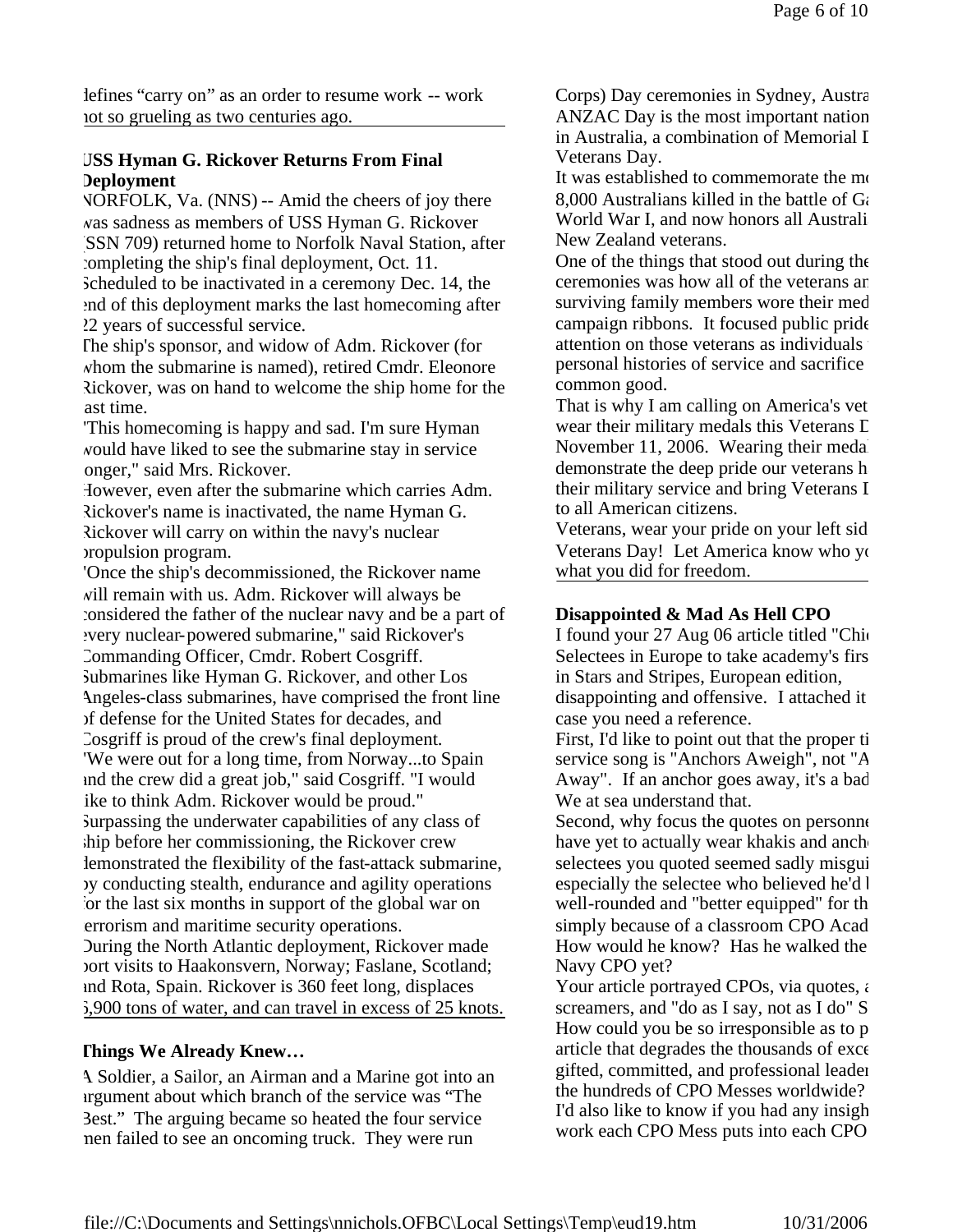lefines "carry on" as an order to resume work -- work not so grueling as two centuries ago.

**USS Hyman G. Rickover Returns From Final Deployment**

NORFOLK, Va. (NNS) -- Amid the cheers of joy there was sadness as members of USS Hyman G. Rickover (SSN 709) returned home to Norfolk Naval Station, after completing the ship's final deployment, Oct. 11.

Scheduled to be inactivated in a ceremony Dec. 14, the end of this deployment marks the last homecoming after 22 years of successful service.

The ship's sponsor, and widow of Adm. Rickover (for whom the submarine is named), retired Cmdr. Eleonore Rickover, was on hand to welcome the ship home for the last time.

"This homecoming is happy and sad. I'm sure Hyman would have liked to see the submarine stay in service longer," said Mrs. Rickover.

However, even after the submarine which carries Adm. Rickover's name is inactivated, the name Hyman G. Rickover will carry on within the navy's nuclear propulsion program.

"Once the ship's decommissioned, the Rickover name will remain with us. Adm. Rickover will always be considered the father of the nuclear navy and be a part of every nuclear-powered submarine," said Rickover's Commanding Officer, Cmdr. Robert Cosgriff.

Submarines like Hyman G. Rickover, and other Los Angeles-class submarines, have comprised the front line of defense for the United States for decades, and Cosgriff is proud of the crew's final deployment.

"We were out for a long time, from Norway...to Spain and the crew did a great job," said Cosgriff. "I would like to think Adm. Rickover would be proud."

Surpassing the underwater capabilities of any class of ship before her commissioning, the Rickover crew demonstrated the flexibility of the fast-attack submarine, by conducting stealth, endurance and agility operations for the last six months in support of the global war on terrorism and maritime security operations.

During the North Atlantic deployment, Rickover made port visits to Haakonsvern, Norway; Faslane, Scotland; and Rota, Spain. Rickover is 360 feet long, displaces 6,900 tons of water, and can travel in excess of 25 knots.

**Things We Already Knew…**

A Soldier, a Sailor, an Airman and a Marine got into an argument about which branch of the service was "The Best." The arguing became so heated the four service men failed to see an oncoming truck. They were run

Corps) Day ceremonies in Sydney, Austra ANZAC Day is the most important nation in Australia, a combination of Memorial I Veterans Day.

It was established to commemorate the mo 8,000 Australians killed in the battle of Ga World War I, and now honors all Australi New Zealand veterans.

One of the things that stood out during the ceremonies was how all of the veterans ar surviving family members wore their med campaign ribbons. It focused public pride attention on those veterans as individuals personal histories of service and sacrifice common good.

That is why I am calling on America's vet wear their military medals this Veterans D November 11, 2006. Wearing their meda demonstrate the deep pride our veterans h their military service and bring Veterans I to all American citizens.

Veterans, wear your pride on your left sid Veterans Day! Let America know who yo what you did for freedom.

**Disappointed & Mad As Hell CPO**

I found your 27 Aug 06 article titled "Chi Selectees in Europe to take academy's firs in Stars and Stripes, European edition, disappointing and offensive. I attached it case you need a reference.

First, I'd like to point out that the proper ti service song is "Anchors Aweigh", not "A Away". If an anchor goes away, it's a bad We at sea understand that.

Second, why focus the quotes on personne have yet to actually wear khakis and anch selectees you quoted seemed sadly misgui especially the selectee who believed he'd l well-rounded and "better equipped" for th simply because of a classroom CPO Acad How would he know? Has he walked the Navy CPO yet?

Your article portrayed CPOs, via quotes, a screamers, and "do as I say, not as I do" S How could you be so irresponsible as to p article that degrades the thousands of exce gifted, committed, and professional leader the hundreds of CPO Messes worldwide? I'd also like to know if you had any insigh work each CPO Mess puts into each CPO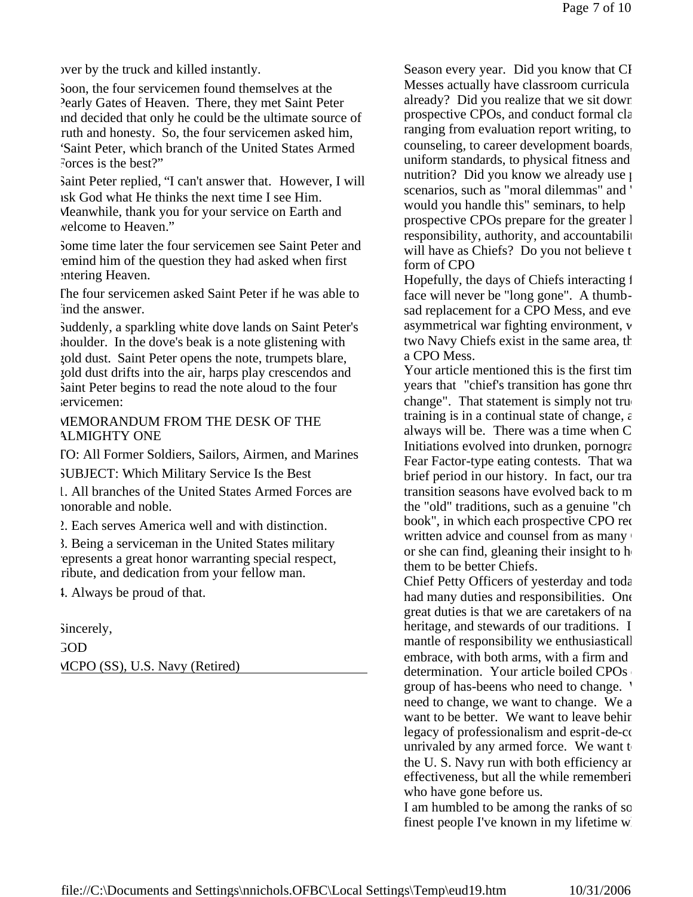over by the truck and killed instantly.

Soon, the four servicemen found themselves at the Pearly Gates of Heaven. There, they met Saint Peter and decided that only he could be the ultimate source of truth and honesty. So, the four servicemen asked him, "Saint Peter, which branch of the United States Armed Forces is the best?"

Saint Peter replied, "I can't answer that. However, I will ask God what He thinks the next time I see Him. Meanwhile, thank you for your service on Earth and welcome to Heaven."

Some time later the four servicemen see Saint Peter and remind him of the question they had asked when first entering Heaven.

The four servicemen asked Saint Peter if he was able to find the answer.

Suddenly, a sparkling white dove lands on Saint Peter's shoulder. In the dove's beak is a note glistening with gold dust. Saint Peter opens the note, trumpets blare, gold dust drifts into the air, harps play crescendos and Saint Peter begins to read the note aloud to the four servicemen:

MEMORANDUM FROM THE DESK OF THE ALMIGHTY ONE

TO: All Former Soldiers, Sailors, Airmen, and Marines

SUBJECT: Which Military Service Is the Best

1. All branches of the United States Armed Forces are honorable and noble.

2. Each serves America well and with distinction.

3. Being a serviceman in the United States military represents a great honor warranting special respect, tribute, and dedication from your fellow man.

4. Always be proud of that.

Sincerely,

GOD

MCPO (SS), U.S. Navy (Retired)

---

Season every year. Did you know that CI Messes actually have classroom curricula already? Did you realize that we sit down prospective CPOs, and conduct formal cla ranging from evaluation report writing, to counseling, to career development boards, uniform standards, to physical fitness and nutrition? Did you know we already use p scenarios, such as "moral dilemmas" and " would you handle this" seminars, to help prospective CPOs prepare for the greater l responsibility, authority, and accountabilit will have as Chiefs? Do you not believe t form of CPO

Hopefully, the days of Chiefs interacting f face will never be "long gone". A thumb- sad replacement for a CPO Mess, and eve asymmetrical war fighting environment, v two Navy Chiefs exist in the same area, th a CPO Mess.

Your article mentioned this is the first tim years that "chief's transition has gone thro change". That statement is simply not tru training is in a continual state of change, a always will be. There was a time when C Initiations evolved into drunken, pornogra Fear Factor-type eating contests. That wa brief period in our history. In fact, our tra transition seasons have evolved back to m the "old" traditions, such as a genuine "ch book", in which each prospective CPO rec written advice and counsel from as many or she can find, gleaning their insight to h them to be better Chiefs.

Chief Petty Officers of yesterday and toda had many duties and responsibilities. One great duties is that we are caretakers of na heritage, and stewards of our traditions. I mantle of responsibility we enthusiasticall embrace, with both arms, with a firm and determination. Your article boiled CPOs group of has-beens who need to change. need to change, we want to change. We a want to be better. We want to leave behin legacy of professionalism and esprit-de-co unrivaled by any armed force. We want t the U. S. Navy run with both efficiency an effectiveness, but all the while rememberi who have gone before us.

I am humbled to be among the ranks of so finest people I've known in my lifetime w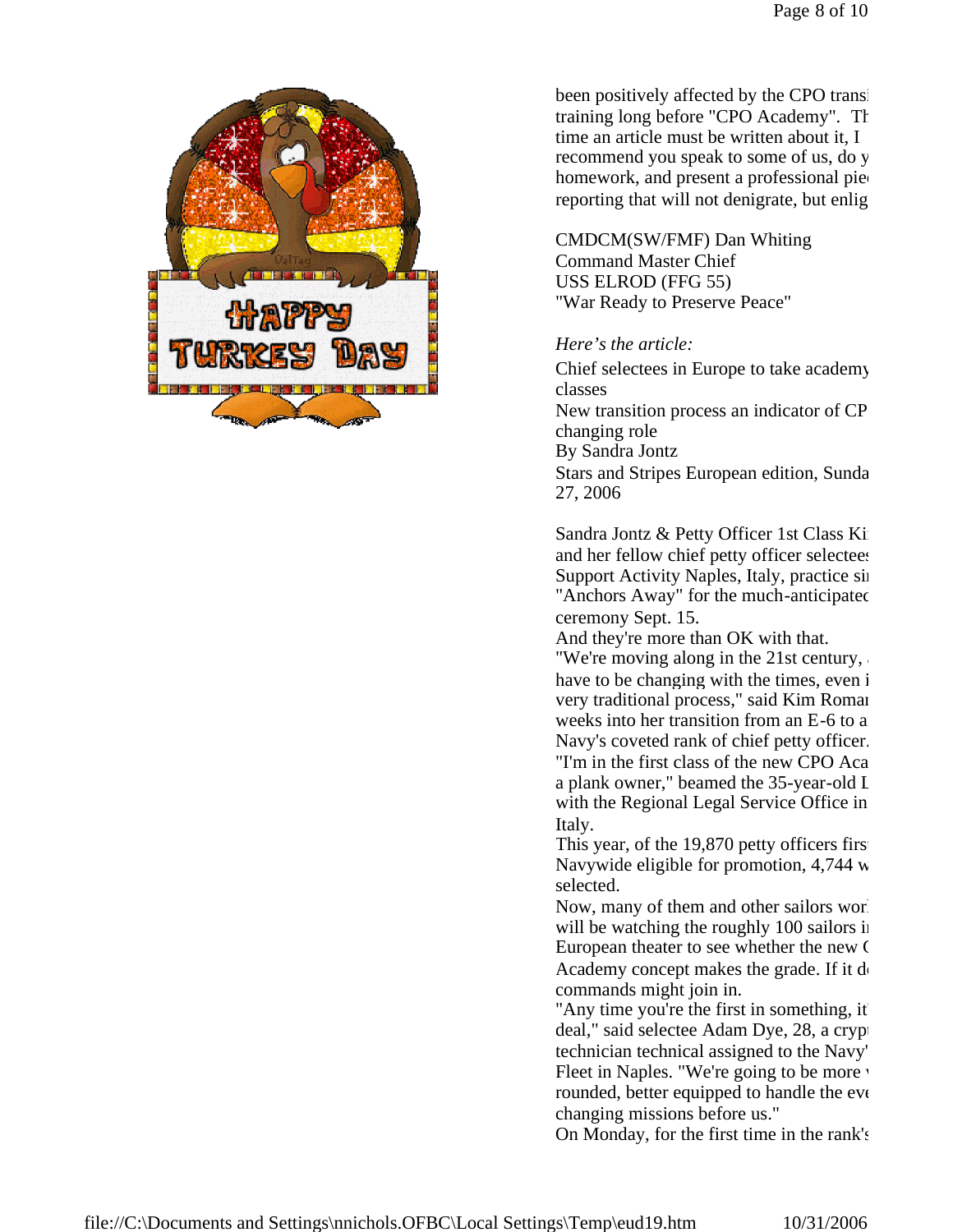been positively affected by the CPO transi
training long before "CPO Academy". Th
time an article must be written about it, I
recommend you speak to some of us, do y
homework, and present a professional pie
reporting that will not denigrate, but enlig

CMDCM(SW/FMF) Dan Whiting
Command Master Chief
USS ELROD (FFG 55)
"War Ready to Preserve Peace"

*Here's the article:*

Chief selectees in Europe to take academy
classes
New transition process an indicator of CP
changing role
By Sandra Jontz
Stars and Stripes European edition, Sunda
27, 2006

Sandra Jontz & Petty Officer 1st Class Ki
and her fellow chief petty officer selectees
Support Activity Naples, Italy, practice si
"Anchors Away" for the much-anticipated
ceremony Sept. 15.
And they're more than OK with that.
"We're moving along in the 21st century,
have to be changing with the times, even i
very traditional process," said Kim Roma
weeks into her transition from an E-6 to a
Navy's coveted rank of chief petty officer.
"I'm in the first class of the new CPO Aca
a plank owner," beamed the 35-year-old L
with the Regional Legal Service Office in
Italy.
This year, of the 19,870 petty officers firs
Navywide eligible for promotion, 4,744 w
selected.
Now, many of them and other sailors wor
will be watching the roughly 100 sailors i
European theater to see whether the new C
Academy concept makes the grade. If it d
commands might join in.
"Any time you're the first in something, it
deal," said selectee Adam Dye, 28, a cryp
technician technical assigned to the Navy'
Fleet in Naples. "We're going to be more
rounded, better equipped to handle the eve
changing missions before us."
On Monday, for the first time in the rank's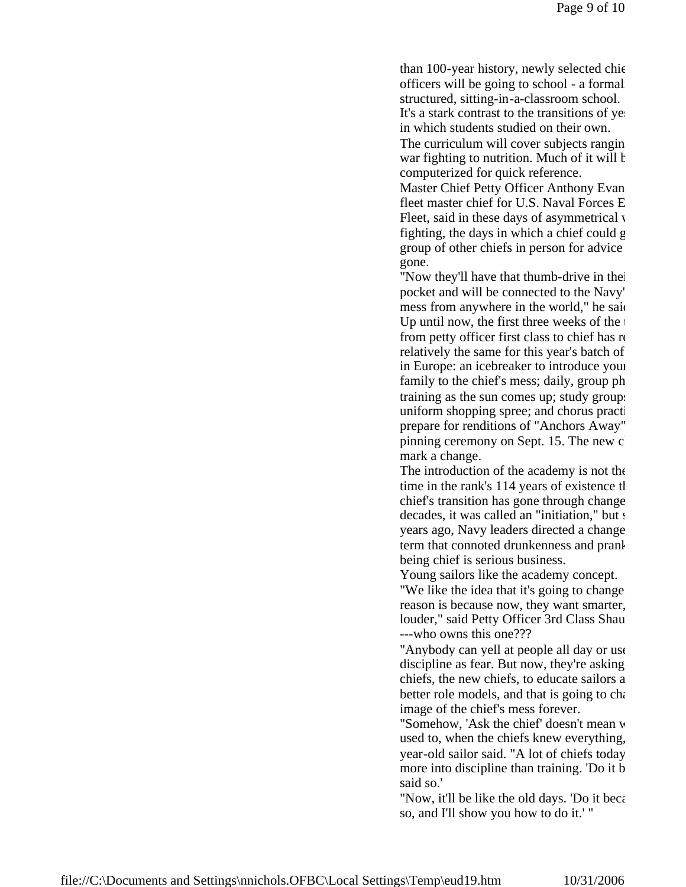than 100-year history, newly selected chie
officers will be going to school - a formal
structured, sitting-in-a-classroom school.
It's a stark contrast to the transitions of ye
in which students studied on their own.

The curriculum will cover subjects rangin
war fighting to nutrition. Much of it will b
computerized for quick reference.

Master Chief Petty Officer Anthony Evan
fleet master chief for U.S. Naval Forces E
Fleet, said in these days of asymmetrical v
fighting, the days in which a chief could g
group of other chiefs in person for advice
gone.

"Now they'll have that thumb-drive in thei
pocket and will be connected to the Navy'
mess from anywhere in the world," he said

Up until now, the first three weeks of the t
from petty officer first class to chief has re
relatively the same for this year's batch of
in Europe: an icebreaker to introduce your
family to the chief's mess; daily, group ph
training as the sun comes up; study groups
uniform shopping spree; and chorus practi
prepare for renditions of "Anchors Away"
pinning ceremony on Sept. 15. The new c
mark a change.

The introduction of the academy is not the
time in the rank's 114 years of existence th
chief's transition has gone through change
decades, it was called an "initiation," but s
years ago, Navy leaders directed a change
term that connoted drunkenness and prank
being chief is serious business.

Young sailors like the academy concept.

"We like the idea that it's going to change
reason is because now, they want smarter,
louder," said Petty Officer 3rd Class Shau
---who owns this one???

"Anybody can yell at people all day or use
discipline as fear. But now, they're asking
chiefs, the new chiefs, to educate sailors a
better role models, and that is going to cha
image of the chief's mess forever.

"Somehow, 'Ask the chief' doesn't mean w
used to, when the chiefs knew everything,
year-old sailor said. "A lot of chiefs today
more into discipline than training. 'Do it b
said so.'

"Now, it'll be like the old days. 'Do it beca
so, and I'll show you how to do it.' "